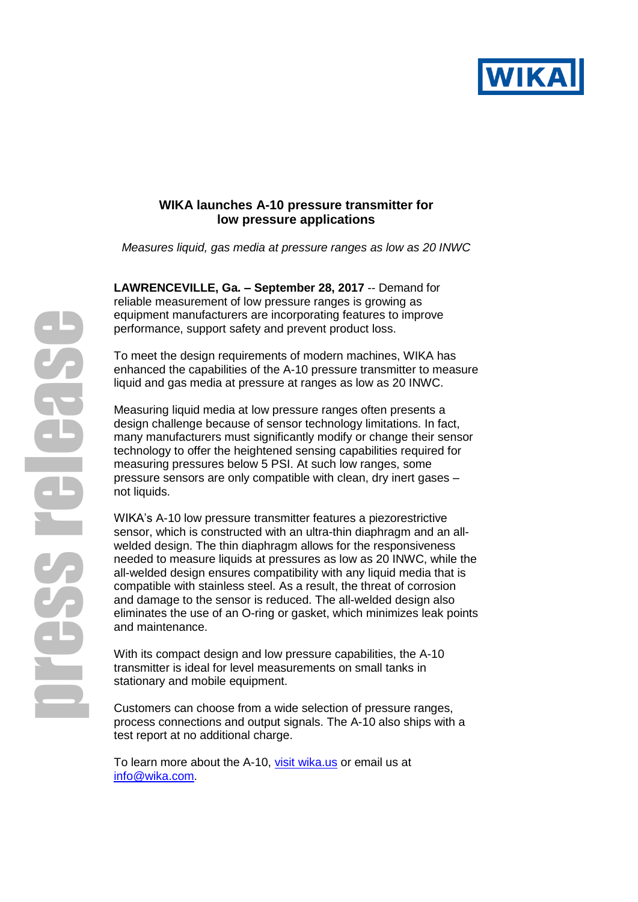# WIKA launches A-10 pressure transmitter for low pressure applications

*Measures liquid, gas media at pressure ranges as low as 20 INWC*

**LAWRENCEVILLE, Ga. – September 28, 2017** -- Demand for reliable measurement of low pressure ranges is growing as equipment manufacturers are incorporating features to improve performance, support safety and prevent product loss.

To meet the design requirements of modern machines, WIKA has enhanced the capabilities of the A-10 pressure transmitter to measure liquid and gas media at pressure at ranges as low as 20 INWC.

Measuring liquid media at low pressure ranges often presents a design challenge because of sensor technology limitations. In fact, many manufacturers must significantly modify or change their sensor technology to offer the heightened sensing capabilities required for measuring pressures below 5 PSI. At such low ranges, some pressure sensors are only compatible with clean, dry inert gases – not liquids.

WIKA's A-10 low pressure transmitter features a piezorestrictive sensor, which is constructed with an ultra-thin diaphragm and an all-welded design. The thin diaphragm allows for the responsiveness needed to measure liquids at pressures as low as 20 INWC, while the all-welded design ensures compatibility with any liquid media that is compatible with stainless steel. As a result, the threat of corrosion and damage to the sensor is reduced. The all-welded design also eliminates the use of an O-ring or gasket, which minimizes leak points and maintenance.

With its compact design and low pressure capabilities, the A-10 transmitter is ideal for level measurements on small tanks in stationary and mobile equipment.

Customers can choose from a wide selection of pressure ranges, process connections and output signals. The A-10 also ships with a test report at no additional charge.

To learn more about the A-10, [visit wika.us](wika.us) or email us at [info@wika.com](mailto:info@wika.com).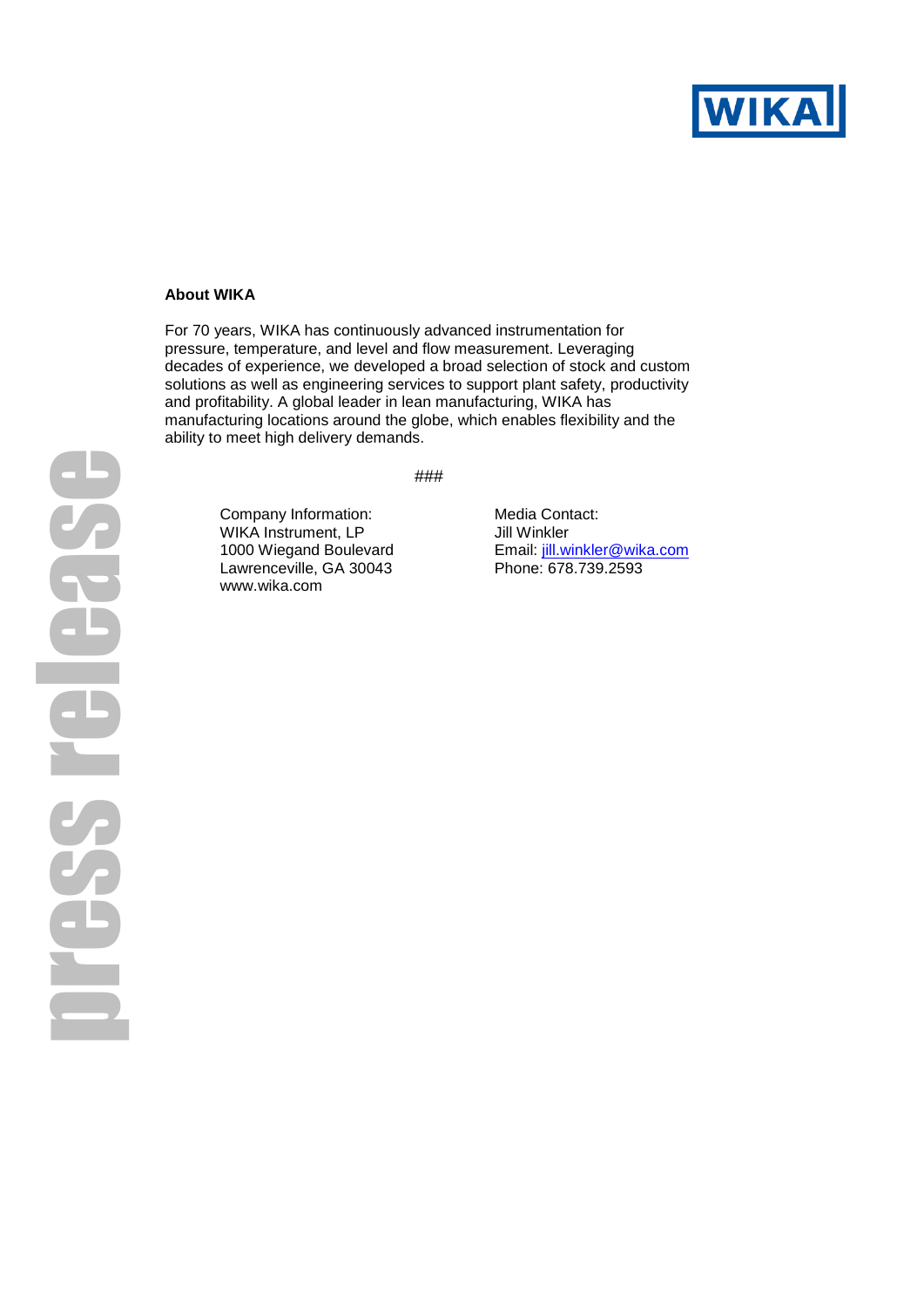**About WIKA**

For 70 years, WIKA has continuously advanced instrumentation for pressure, temperature, and level and flow measurement. Leveraging decades of experience, we developed a broad selection of stock and custom solutions as well as engineering services to support plant safety, productivity and profitability. A global leader in lean manufacturing, WIKA has manufacturing locations around the globe, which enables flexibility and the ability to meet high delivery demands.

###

Company Information:
WIKA Instrument, LP
1000 Wiegand Boulevard
Lawrenceville, GA 30043
www.wika.com

Media Contact:
Jill Winkler
Email: jill.winkler@wika.com
Phone: 678.739.2593